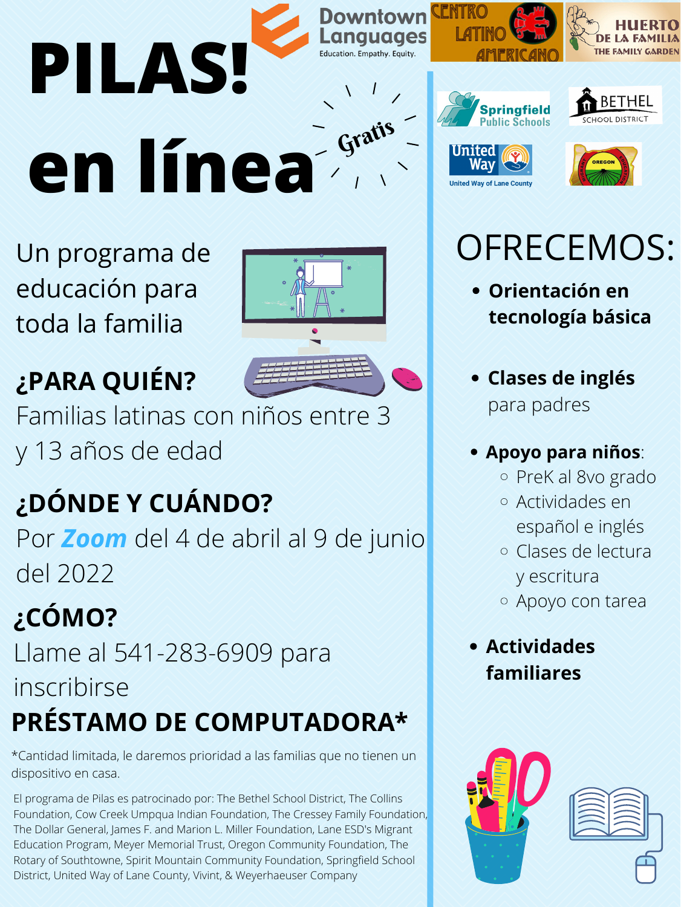# PILAS! en línea

*Gratis*

Downtown Languages — Education. Empathy. Equity.

Centro Latino Americano

Huerto de la Familia — The Family Garden

Springfield Public Schools

Bethel School District

United Way — United Way of Lane County

Oregon Migrant Education

Un programa de educación para toda la familia

## ¿PARA QUIÉN?

Familias latinas con niños entre 3 y 13 años de edad

## ¿DÓNDE Y CUÁNDO?

Por ***Zoom*** del 4 de abril al 9 de junio del 2022

## ¿CÓMO?

Llame al 541-283-6909 para inscribirse

## PRÉSTAMO DE COMPUTADORA*

*Cantidad limitada, le daremos prioridad a las familias que no tienen un dispositivo en casa.

El programa de Pilas es patrocinado por: The Bethel School District, The Collins Foundation, Cow Creek Umpqua Indian Foundation, The Cressey Family Foundation, The Dollar General, James F. and Marion L. Miller Foundation, Lane ESD's Migrant Education Program, Meyer Memorial Trust, Oregon Community Foundation, The Rotary of Southtowne, Spirit Mountain Community Foundation, Springfield School District, United Way of Lane County, Vivint, & Weyerhaeuser Company

## OFRECEMOS:

- **Orientación en tecnología básica**
- **Clases de inglés** para padres
- **Apoyo para niños**:
  - PreK al 8vo grado
  - Actividades en español e inglés
  - Clases de lectura y escritura
  - Apoyo con tarea
- **Actividades familiares**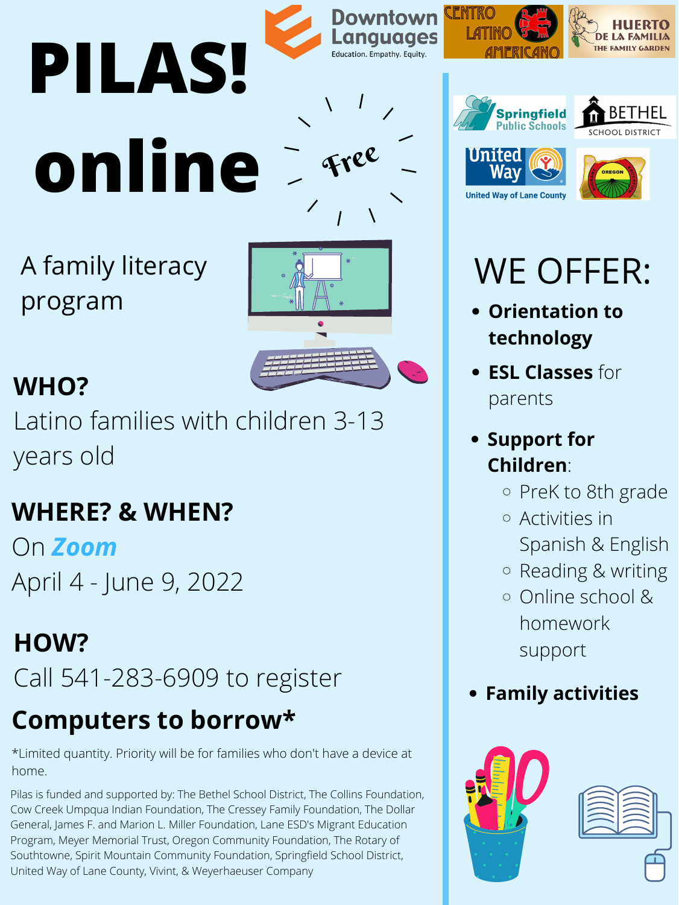# PILAS! online

Free

A family literacy program

Downtown Languages — Education. Empathy. Equity.

Centro Latino Americano

Huerto de la Familia — The Family Garden

Springfield Public Schools

Bethel School District

United Way of Lane County

## WHO?

Latino families with children 3-13 years old

## WHERE? & WHEN?

On ***Zoom***

April 4 - June 9, 2022

## HOW?

Call 541-283-6909 to register

## Computers to borrow*

*Limited quantity. Priority will be for families who don't have a device at home.

Pilas is funded and supported by: The Bethel School District, The Collins Foundation, Cow Creek Umpqua Indian Foundation, The Cressey Family Foundation, The Dollar General, James F. and Marion L. Miller Foundation, Lane ESD's Migrant Education Program, Meyer Memorial Trust, Oregon Community Foundation, The Rotary of Southtowne, Spirit Mountain Community Foundation, Springfield School District, United Way of Lane County, Vivint, & Weyerhaeuser Company

## WE OFFER:

- **Orientation to technology**
- **ESL Classes** for parents
- **Support for Children**:
  - PreK to 8th grade
  - Activities in Spanish & English
  - Reading & writing
  - Online school & homework support
- **Family activities**